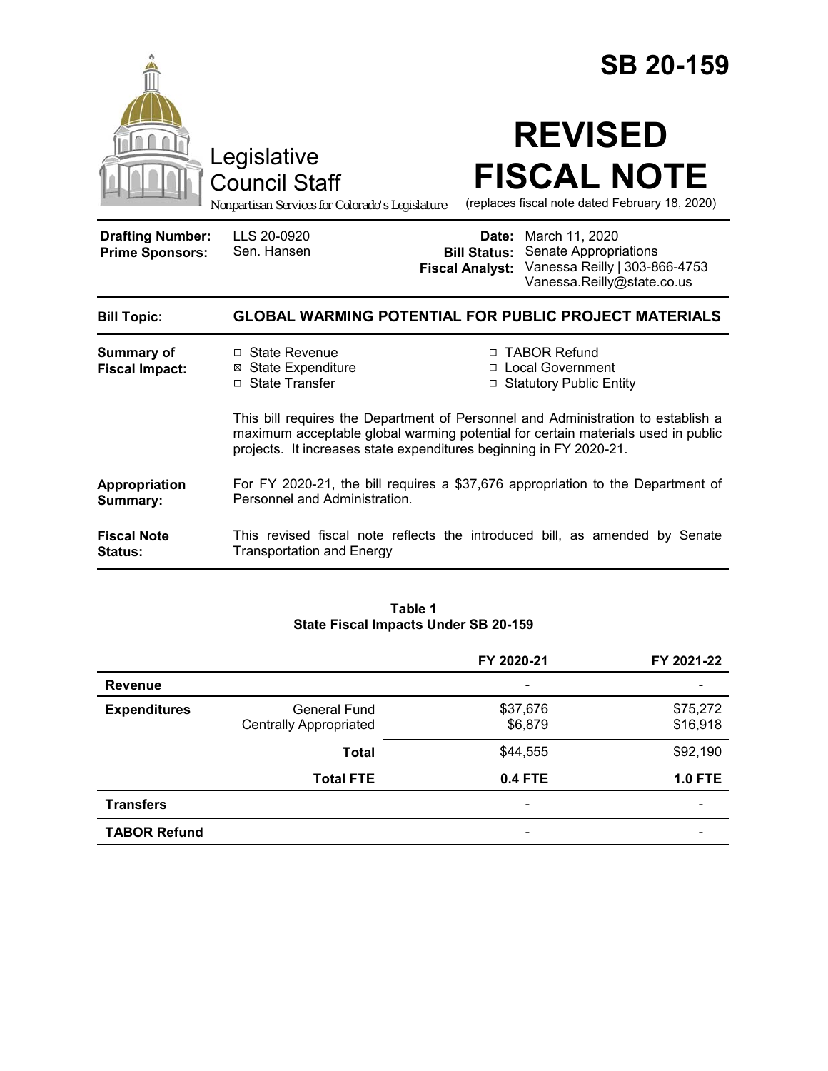# SB 20-159

Legislative Council Staff

*Nonpartisan Services for Colorado's Legislature*

# REVISED FISCAL NOTE

(replaces fiscal note dated February 18, 2020)

| | | | |
|---|---|---|---|
| **Drafting Number:** | LLS 20-0920 | **Date:** | March 11, 2020 |
| **Prime Sponsors:** | Sen. Hansen | **Bill Status:** | Senate Appropriations |
| | | **Fiscal Analyst:** | Vanessa Reilly \| 303-866-4753 Vanessa.Reilly@state.co.us |

**Bill Topic:** **GLOBAL WARMING POTENTIAL FOR PUBLIC PROJECT MATERIALS**

**Summary of Fiscal Impact:**

- ☐ State Revenue
- ☒ State Expenditure
- ☐ State Transfer
- ☐ TABOR Refund
- ☐ Local Government
- ☐ Statutory Public Entity

This bill requires the Department of Personnel and Administration to establish a maximum acceptable global warming potential for certain materials used in public projects. It increases state expenditures beginning in FY 2020-21.

**Appropriation Summary:** For FY 2020-21, the bill requires a $37,676 appropriation to the Department of Personnel and Administration.

**Fiscal Note Status:** This revised fiscal note reflects the introduced bill, as amended by Senate Transportation and Energy

**Table 1**
**State Fiscal Impacts Under SB 20-159**

| | | FY 2020-21 | FY 2021-22 |
|---|---|---|---|
| **Revenue** | | - | - |
| **Expenditures** | General Fund | $37,676 | $75,272 |
| | Centrally Appropriated | $6,879 | $16,918 |
| | **Total** | $44,555 | $92,190 |
| | **Total FTE** | **0.4 FTE** | **1.0 FTE** |
| **Transfers** | | - | - |
| **TABOR Refund** | | - | - |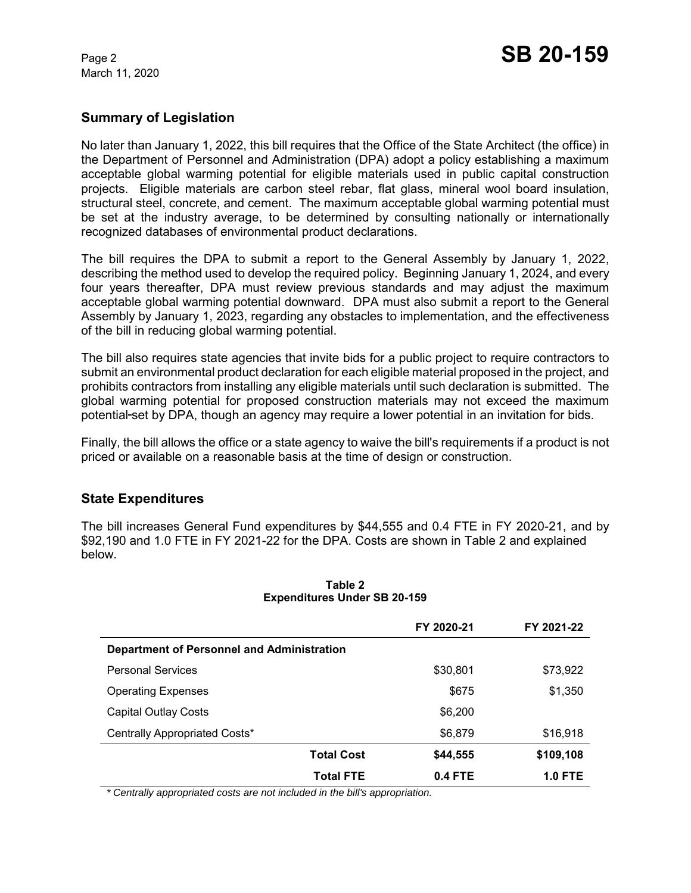## Summary of Legislation

No later than January 1, 2022, this bill requires that the Office of the State Architect (the office) in the Department of Personnel and Administration (DPA) adopt a policy establishing a maximum acceptable global warming potential for eligible materials used in public capital construction projects. Eligible materials are carbon steel rebar, flat glass, mineral wool board insulation, structural steel, concrete, and cement. The maximum acceptable global warming potential must be set at the industry average, to be determined by consulting nationally or internationally recognized databases of environmental product declarations.

The bill requires the DPA to submit a report to the General Assembly by January 1, 2022, describing the method used to develop the required policy. Beginning January 1, 2024, and every four years thereafter, DPA must review previous standards and may adjust the maximum acceptable global warming potential downward. DPA must also submit a report to the General Assembly by January 1, 2023, regarding any obstacles to implementation, and the effectiveness of the bill in reducing global warming potential.

The bill also requires state agencies that invite bids for a public project to require contractors to submit an environmental product declaration for each eligible material proposed in the project, and prohibits contractors from installing any eligible materials until such declaration is submitted. The global warming potential for proposed construction materials may not exceed the maximum potential-set by DPA, though an agency may require a lower potential in an invitation for bids.

Finally, the bill allows the office or a state agency to waive the bill's requirements if a product is not priced or available on a reasonable basis at the time of design or construction.

## State Expenditures

The bill increases General Fund expenditures by $44,555 and 0.4 FTE in FY 2020-21, and by $92,190 and 1.0 FTE in FY 2021-22 for the DPA. Costs are shown in Table 2 and explained below.

**Table 2**
**Expenditures Under SB 20-159**

| | FY 2020-21 | FY 2021-22 |
|---|---|---|
| **Department of Personnel and Administration** | | |
| Personal Services | $30,801 | $73,922 |
| Operating Expenses | $675 | $1,350 |
| Capital Outlay Costs | $6,200 | |
| Centrally Appropriated Costs* | $6,879 | $16,918 |
| **Total Cost** | **$44,555** | **$109,108** |
| **Total FTE** | **0.4 FTE** | **1.0 FTE** |

*\* Centrally appropriated costs are not included in the bill's appropriation.*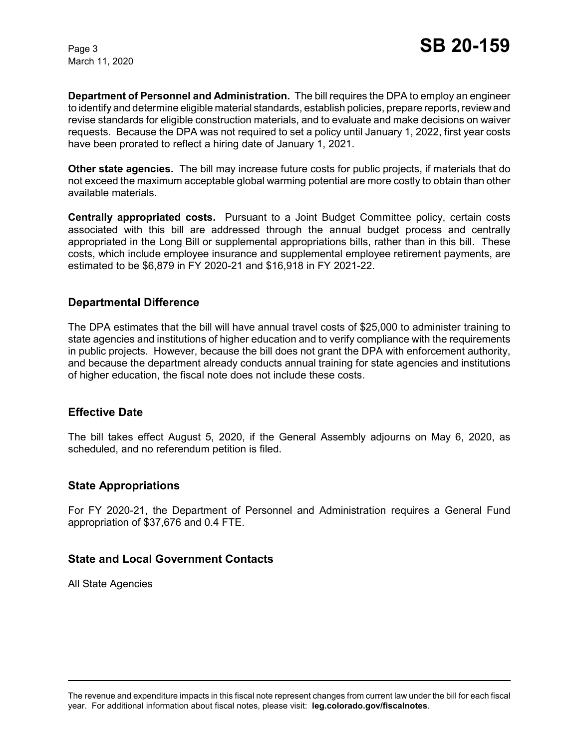**Department of Personnel and Administration.** The bill requires the DPA to employ an engineer to identify and determine eligible material standards, establish policies, prepare reports, review and revise standards for eligible construction materials, and to evaluate and make decisions on waiver requests. Because the DPA was not required to set a policy until January 1, 2022, first year costs have been prorated to reflect a hiring date of January 1, 2021.

**Other state agencies.** The bill may increase future costs for public projects, if materials that do not exceed the maximum acceptable global warming potential are more costly to obtain than other available materials.

**Centrally appropriated costs.** Pursuant to a Joint Budget Committee policy, certain costs associated with this bill are addressed through the annual budget process and centrally appropriated in the Long Bill or supplemental appropriations bills, rather than in this bill. These costs, which include employee insurance and supplemental employee retirement payments, are estimated to be $6,879 in FY 2020-21 and $16,918 in FY 2021-22.

## Departmental Difference

The DPA estimates that the bill will have annual travel costs of $25,000 to administer training to state agencies and institutions of higher education and to verify compliance with the requirements in public projects. However, because the bill does not grant the DPA with enforcement authority, and because the department already conducts annual training for state agencies and institutions of higher education, the fiscal note does not include these costs.

## Effective Date

The bill takes effect August 5, 2020, if the General Assembly adjourns on May 6, 2020, as scheduled, and no referendum petition is filed.

## State Appropriations

For FY 2020-21, the Department of Personnel and Administration requires a General Fund appropriation of $37,676 and 0.4 FTE.

## State and Local Government Contacts

All State Agencies

The revenue and expenditure impacts in this fiscal note represent changes from current law under the bill for each fiscal year. For additional information about fiscal notes, please visit: **leg.colorado.gov/fiscalnotes**.